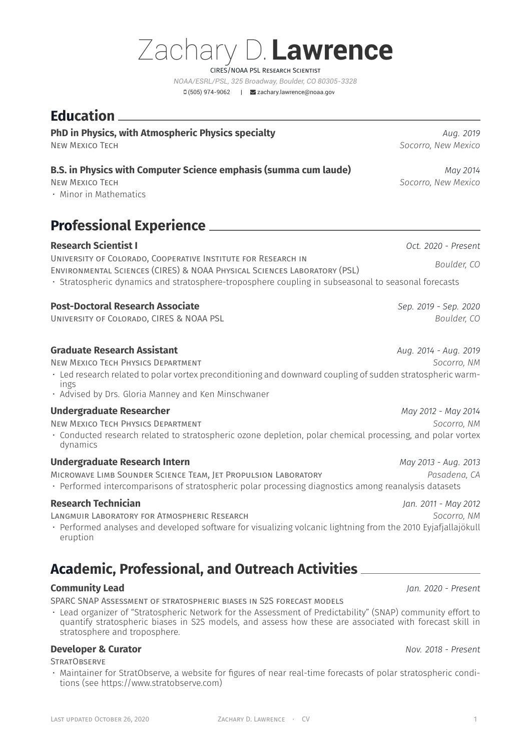# Zachary D. **Lawrence**

CIRES/NOAA PSL Research Scientist

*NOAA/ESRL/PSL, 325 Broadway, Boulder, CO 80305-3328*

(505) 974-9062 | zachary.lawrence@noaa.gov

## Education

**PhD in Physics, with Atmospheric Physics specialty** — *Aug. 2019*
New Mexico Tech — *Socorro, New Mexico*

**B.S. in Physics with Computer Science emphasis (summa cum laude)** — *May 2014*
New Mexico Tech — *Socorro, New Mexico*
- Minor in Mathematics

## Professional Experience

**Research Scientist I** — *Oct. 2020 - Present*
University of Colorado, Cooperative Institute for Research in Environmental Sciences (CIRES) & NOAA Physical Sciences Laboratory (PSL) — *Boulder, CO*
- Stratospheric dynamics and stratosphere-troposphere coupling in subseasonal to seasonal forecasts

**Post-Doctoral Research Associate** — *Sep. 2019 - Sep. 2020*
University of Colorado, CIRES & NOAA PSL — *Boulder, CO*

**Graduate Research Assistant** — *Aug. 2014 - Aug. 2019*
New Mexico Tech Physics Department — *Socorro, NM*
- Led research related to polar vortex preconditioning and downward coupling of sudden stratospheric warmings
- Advised by Drs. Gloria Manney and Ken Minschwaner

**Undergraduate Researcher** — *May 2012 - May 2014*
New Mexico Tech Physics Department — *Socorro, NM*
- Conducted research related to stratospheric ozone depletion, polar chemical processing, and polar vortex dynamics

**Undergraduate Research Intern** — *May 2013 - Aug. 2013*
Microwave Limb Sounder Science Team, Jet Propulsion Laboratory — *Pasadena, CA*
- Performed intercomparisons of stratospheric polar processing diagnostics among reanalysis datasets

**Research Technician** — *Jan. 2011 - May 2012*
Langmuir Laboratory for Atmospheric Research — *Socorro, NM*
- Performed analyses and developed software for visualizing volcanic lightning from the 2010 Eyjafjallajökull eruption

## Academic, Professional, and Outreach Activities

**Community Lead** — *Jan. 2020 - Present*
SPARC SNAP Assessment of stratospheric biases in S2S forecast models
- Lead organizer of "Stratospheric Network for the Assessment of Predictability" (SNAP) community effort to quantify stratospheric biases in S2S models, and assess how these are associated with forecast skill in stratosphere and troposphere.

**Developer & Curator** — *Nov. 2018 - Present*
StratObserve
- Maintainer for StratObserve, a website for figures of near real-time forecasts of polar stratospheric conditions (see https://www.stratobserve.com)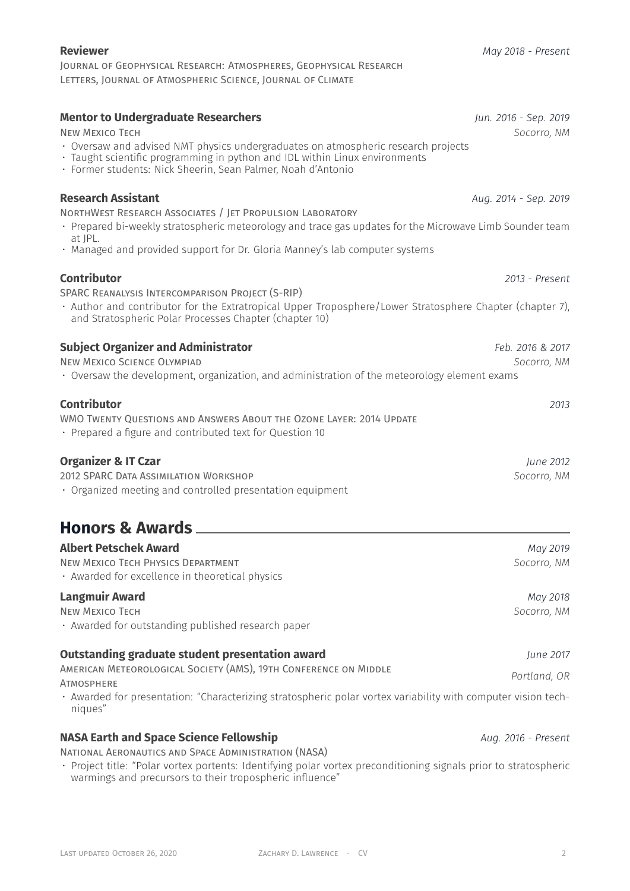**Reviewer** *May 2018 - Present*

Journal of Geophysical Research: Atmospheres, Geophysical Research Letters, Journal of Atmospheric Science, Journal of Climate

**Mentor to Undergraduate Researchers** *Jun. 2016 - Sep. 2019*

New Mexico Tech *Socorro, NM*

- Oversaw and advised NMT physics undergraduates on atmospheric research projects
- Taught scientific programming in python and IDL within Linux environments
- Former students: Nick Sheerin, Sean Palmer, Noah d'Antonio

**Research Assistant** *Aug. 2014 - Sep. 2019*

NorthWest Research Associates / Jet Propulsion Laboratory

- Prepared bi-weekly stratospheric meteorology and trace gas updates for the Microwave Limb Sounder team at JPL.
- Managed and provided support for Dr. Gloria Manney's lab computer systems

**Contributor** *2013 - Present*

SPARC Reanalysis Intercomparison Project (S-RIP)

- Author and contributor for the Extratropical Upper Troposphere/Lower Stratosphere Chapter (chapter 7), and Stratospheric Polar Processes Chapter (chapter 10)

**Subject Organizer and Administrator** *Feb. 2016 & 2017*

New Mexico Science Olympiad *Socorro, NM*

- Oversaw the development, organization, and administration of the meteorology element exams

**Contributor** *2013*

WMO Twenty Questions and Answers About the Ozone Layer: 2014 Update

- Prepared a figure and contributed text for Question 10

**Organizer & IT Czar** *June 2012*

2012 SPARC Data Assimilation Workshop *Socorro, NM*

- Organized meeting and controlled presentation equipment

## Honors & Awards

**Albert Petschek Award** *May 2019*

New Mexico Tech Physics Department *Socorro, NM*

- Awarded for excellence in theoretical physics

**Langmuir Award** *May 2018*

New Mexico Tech *Socorro, NM*

- Awarded for outstanding published research paper

**Outstanding graduate student presentation award** *June 2017*

American Meteorological Society (AMS), 19th Conference on Middle Atmosphere *Portland, OR*

- Awarded for presentation: "Characterizing stratospheric polar vortex variability with computer vision techniques"

**NASA Earth and Space Science Fellowship** *Aug. 2016 - Present*

National Aeronautics and Space Administration (NASA)

- Project title: "Polar vortex portents: Identifying polar vortex preconditioning signals prior to stratospheric warmings and precursors to their tropospheric influence"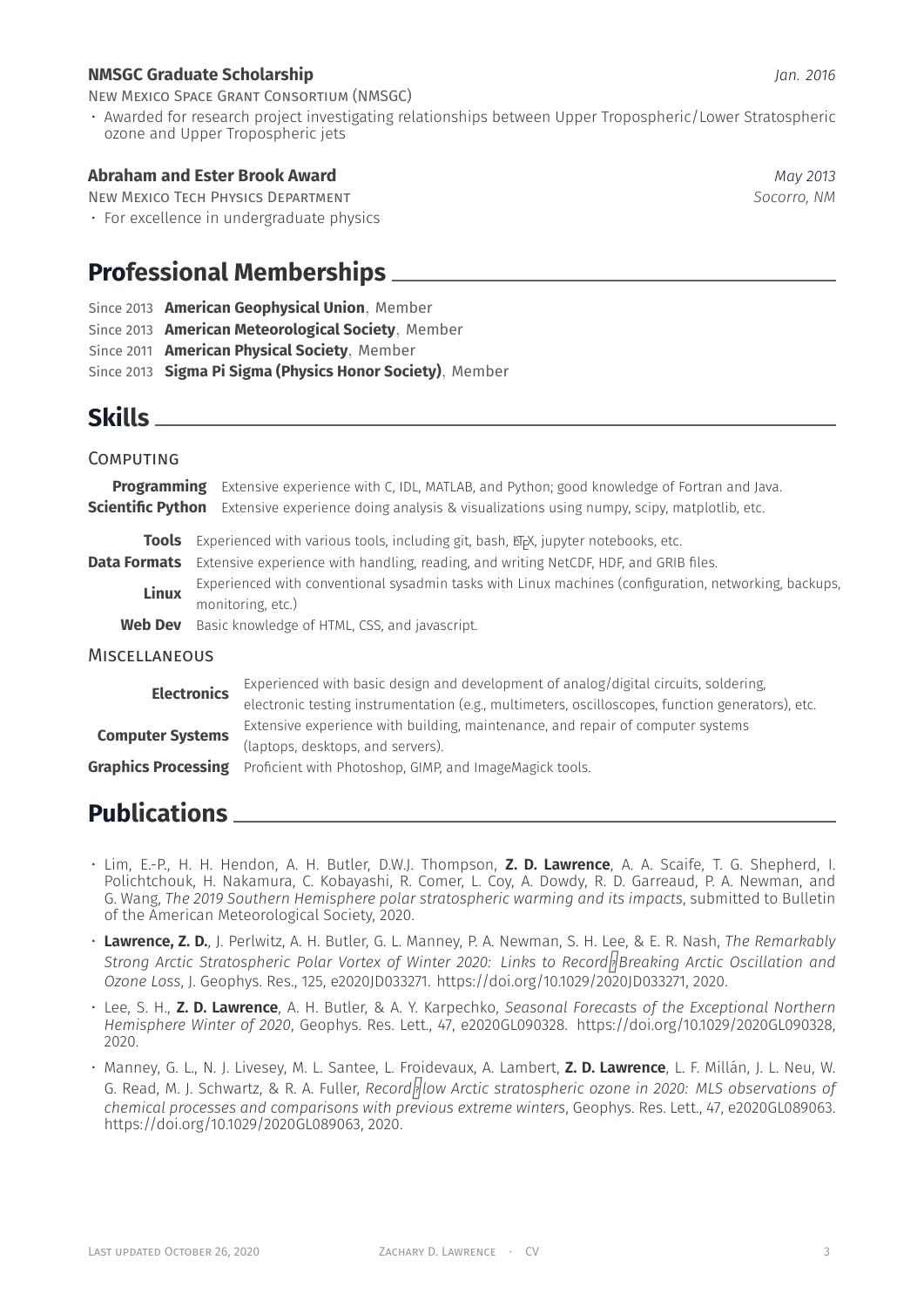**NMSGC Graduate Scholarship** *Jan. 2016*

New Mexico Space Grant Consortium (NMSGC)

- Awarded for research project investigating relationships between Upper Tropospheric/Lower Stratospheric ozone and Upper Tropospheric jets

**Abraham and Ester Brook Award** *May 2013*

New Mexico Tech Physics Department *Socorro, NM*

- For excellence in undergraduate physics

## Professional Memberships

Since 2013 **American Geophysical Union**, Member

Since 2013 **American Meteorological Society**, Member

Since 2011 **American Physical Society**, Member

Since 2013 **Sigma Pi Sigma (Physics Honor Society)**, Member

## Skills

### Computing

**Programming** Extensive experience with C, IDL, MATLAB, and Python; good knowledge of Fortran and Java.

**Scientific Python** Extensive experience doing analysis & visualizations using numpy, scipy, matplotlib, etc.

**Tools** Experienced with various tools, including git, bash, LaTeX, jupyter notebooks, etc.

**Data Formats** Extensive experience with handling, reading, and writing NetCDF, HDF, and GRIB files.

**Linux** Experienced with conventional sysadmin tasks with Linux machines (configuration, networking, backups, monitoring, etc.)

**Web Dev** Basic knowledge of HTML, CSS, and javascript.

### Miscellaneous

**Electronics** Experienced with basic design and development of analog/digital circuits, soldering, electronic testing instrumentation (e.g., multimeters, oscilloscopes, function generators), etc.

**Computer Systems** Extensive experience with building, maintenance, and repair of computer systems (laptops, desktops, and servers).

**Graphics Processing** Proficient with Photoshop, GIMP, and ImageMagick tools.

## Publications

- Lim, E.-P., H. H. Hendon, A. H. Butler, D.W.J. Thompson, **Z. D. Lawrence**, A. A. Scaife, T. G. Shepherd, I. Polichtchouk, H. Nakamura, C. Kobayashi, R. Comer, L. Coy, A. Dowdy, R. D. Garreaud, P. A. Newman, and G. Wang, *The 2019 Southern Hemisphere polar stratospheric warming and its impacts*, submitted to Bulletin of the American Meteorological Society, 2020.
- **Lawrence, Z. D.**, J. Perlwitz, A. H. Butler, G. L. Manney, P. A. Newman, S. H. Lee, & E. R. Nash, *The Remarkably Strong Arctic Stratospheric Polar Vortex of Winter 2020: Links to Record‐Breaking Arctic Oscillation and Ozone Loss*, J. Geophys. Res., 125, e2020JD033271. https://doi.org/10.1029/2020JD033271, 2020.
- Lee, S. H., **Z. D. Lawrence**, A. H. Butler, & A. Y. Karpechko, *Seasonal Forecasts of the Exceptional Northern Hemisphere Winter of 2020*, Geophys. Res. Lett., 47, e2020GL090328. https://doi.org/10.1029/2020GL090328, 2020.
- Manney, G. L., N. J. Livesey, M. L. Santee, L. Froidevaux, A. Lambert, **Z. D. Lawrence**, L. F. Millán, J. L. Neu, W. G. Read, M. J. Schwartz, & R. A. Fuller, *Record‐low Arctic stratospheric ozone in 2020: MLS observations of chemical processes and comparisons with previous extreme winters*, Geophys. Res. Lett., 47, e2020GL089063. https://doi.org/10.1029/2020GL089063, 2020.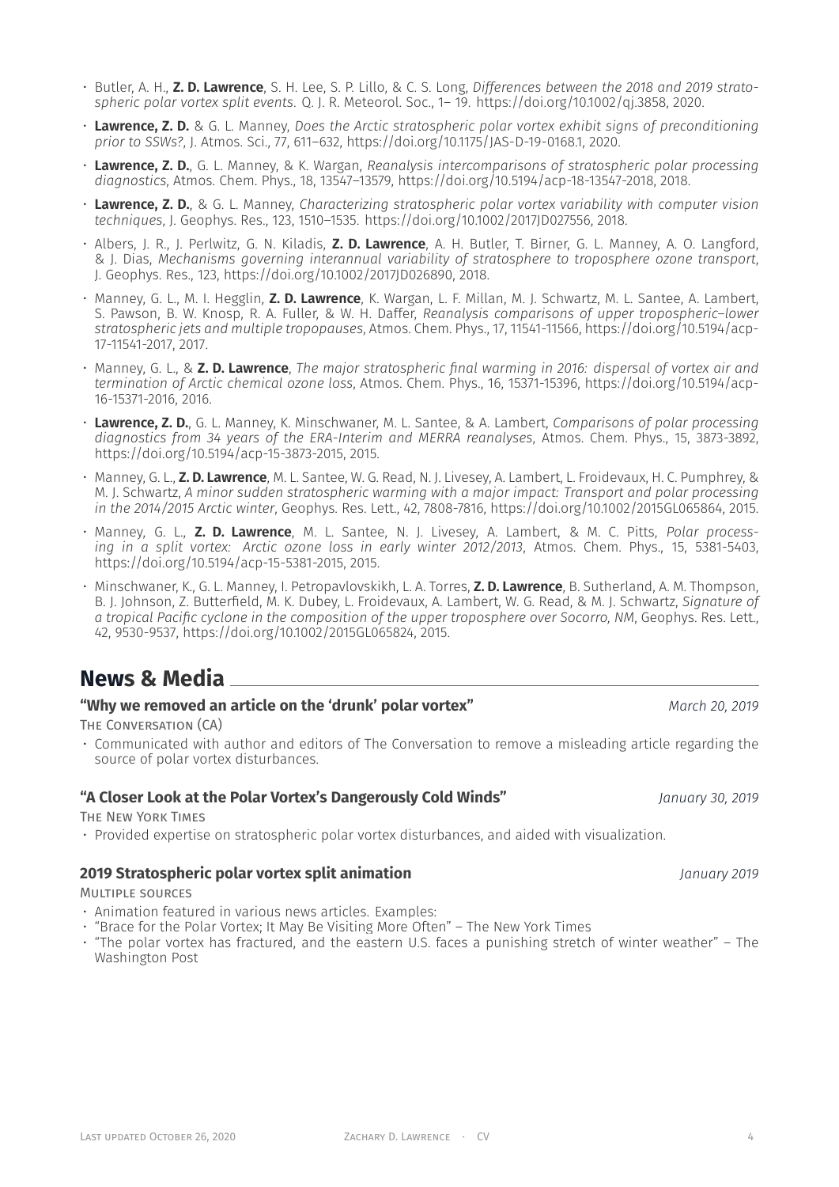- Butler, A. H., **Z. D. Lawrence**, S. H. Lee, S. P. Lillo, & C. S. Long, *Differences between the 2018 and 2019 stratospheric polar vortex split events*. Q. J. R. Meteorol. Soc., 1– 19. https://doi.org/10.1002/qj.3858, 2020.
- **Lawrence, Z. D.** & G. L. Manney, *Does the Arctic stratospheric polar vortex exhibit signs of preconditioning prior to SSWs?*, J. Atmos. Sci., 77, 611–632, https://doi.org/10.1175/JAS-D-19-0168.1, 2020.
- **Lawrence, Z. D.**, G. L. Manney, & K. Wargan, *Reanalysis intercomparisons of stratospheric polar processing diagnostics*, Atmos. Chem. Phys., 18, 13547–13579, https://doi.org/10.5194/acp-18-13547-2018, 2018.
- **Lawrence, Z. D.**, & G. L. Manney, *Characterizing stratospheric polar vortex variability with computer vision techniques*, J. Geophys. Res., 123, 1510–1535. https://doi.org/10.1002/2017JD027556, 2018.
- Albers, J. R., J. Perlwitz, G. N. Kiladis, **Z. D. Lawrence**, A. H. Butler, T. Birner, G. L. Manney, A. O. Langford, & J. Dias, *Mechanisms governing interannual variability of stratosphere to troposphere ozone transport*, J. Geophys. Res., 123, https://doi.org/10.1002/2017JD026890, 2018.
- Manney, G. L., M. I. Hegglin, **Z. D. Lawrence**, K. Wargan, L. F. Millan, M. J. Schwartz, M. L. Santee, A. Lambert, S. Pawson, B. W. Knosp, R. A. Fuller, & W. H. Daffer, *Reanalysis comparisons of upper tropospheric–lower stratospheric jets and multiple tropopauses*, Atmos. Chem. Phys., 17, 11541-11566, https://doi.org/10.5194/acp-17-11541-2017, 2017.
- Manney, G. L., & **Z. D. Lawrence**, *The major stratospheric final warming in 2016: dispersal of vortex air and termination of Arctic chemical ozone loss*, Atmos. Chem. Phys., 16, 15371-15396, https://doi.org/10.5194/acp-16-15371-2016, 2016.
- **Lawrence, Z. D.**, G. L. Manney, K. Minschwaner, M. L. Santee, & A. Lambert, *Comparisons of polar processing diagnostics from 34 years of the ERA-Interim and MERRA reanalyses*, Atmos. Chem. Phys., 15, 3873-3892, https://doi.org/10.5194/acp-15-3873-2015, 2015.
- Manney, G. L., **Z. D. Lawrence**, M. L. Santee, W. G. Read, N. J. Livesey, A. Lambert, L. Froidevaux, H. C. Pumphrey, & M. J. Schwartz, *A minor sudden stratospheric warming with a major impact: Transport and polar processing in the 2014/2015 Arctic winter*, Geophys. Res. Lett., 42, 7808-7816, https://doi.org/10.1002/2015GL065864, 2015.
- Manney, G. L., **Z. D. Lawrence**, M. L. Santee, N. J. Livesey, A. Lambert, & M. C. Pitts, *Polar processing in a split vortex: Arctic ozone loss in early winter 2012/2013*, Atmos. Chem. Phys., 15, 5381-5403, https://doi.org/10.5194/acp-15-5381-2015, 2015.
- Minschwaner, K., G. L. Manney, I. Petropavlovskikh, L. A. Torres, **Z. D. Lawrence**, B. Sutherland, A. M. Thompson, B. J. Johnson, Z. Butterfield, M. K. Dubey, L. Froidevaux, A. Lambert, W. G. Read, & M. J. Schwartz, *Signature of a tropical Pacific cyclone in the composition of the upper troposphere over Socorro, NM*, Geophys. Res. Lett., 42, 9530-9537, https://doi.org/10.1002/2015GL065824, 2015.

## News & Media

### "Why we removed an article on the 'drunk' polar vortex" — *March 20, 2019*

THE CONVERSATION (CA)

- Communicated with author and editors of The Conversation to remove a misleading article regarding the source of polar vortex disturbances.

### "A Closer Look at the Polar Vortex's Dangerously Cold Winds" — *January 30, 2019*

THE NEW YORK TIMES

- Provided expertise on stratospheric polar vortex disturbances, and aided with visualization.

### 2019 Stratospheric polar vortex split animation — *January 2019*

MULTIPLE SOURCES

- Animation featured in various news articles. Examples:
- "Brace for the Polar Vortex; It May Be Visiting More Often" – The New York Times
- "The polar vortex has fractured, and the eastern U.S. faces a punishing stretch of winter weather" – The Washington Post